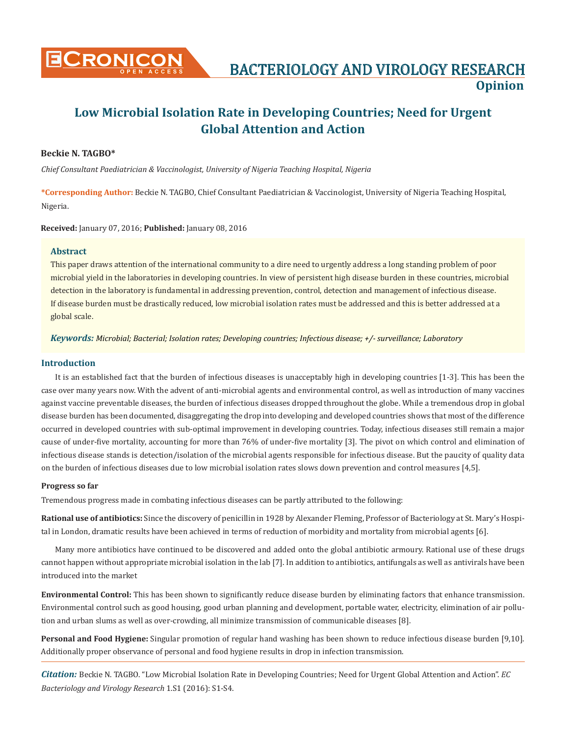# Low Microbial Isolation Rate in Developing Countries; Need for Urgent Global Attention and Action

**Beckie N. TAGBO***

*Chief Consultant Paediatrician & Vaccinologist, University of Nigeria Teaching Hospital, Nigeria*

***Corresponding Author:** Beckie N. TAGBO, Chief Consultant Paediatrician & Vaccinologist, University of Nigeria Teaching Hospital, Nigeria.

**Received:** January 07, 2016; **Published:** January 08, 2016

### Abstract

This paper draws attention of the international community to a dire need to urgently address a long standing problem of poor microbial yield in the laboratories in developing countries. In view of persistent high disease burden in these countries, microbial detection in the laboratory is fundamental in addressing prevention, control, detection and management of infectious disease. If disease burden must be drastically reduced, low microbial isolation rates must be addressed and this is better addressed at a global scale.

***Keywords:*** *Microbial; Bacterial; Isolation rates; Developing countries; Infectious disease; +/- surveillance; Laboratory*

## Introduction

It is an established fact that the burden of infectious diseases is unacceptably high in developing countries [1-3]. This has been the case over many years now. With the advent of anti-microbial agents and environmental control, as well as introduction of many vaccines against vaccine preventable diseases, the burden of infectious diseases dropped throughout the globe. While a tremendous drop in global disease burden has been documented, disaggregating the drop into developing and developed countries shows that most of the difference occurred in developed countries with sub-optimal improvement in developing countries. Today, infectious diseases still remain a major cause of under-five mortality, accounting for more than 76% of under-five mortality [3]. The pivot on which control and elimination of infectious disease stands is detection/isolation of the microbial agents responsible for infectious disease. But the paucity of quality data on the burden of infectious diseases due to low microbial isolation rates slows down prevention and control measures [4,5].

### Progress so far

Tremendous progress made in combating infectious diseases can be partly attributed to the following:

**Rational use of antibiotics:** Since the discovery of penicillin in 1928 by Alexander Fleming, Professor of Bacteriology at St. Mary's Hospital in London, dramatic results have been achieved in terms of reduction of morbidity and mortality from microbial agents [6].

Many more antibiotics have continued to be discovered and added onto the global antibiotic armoury. Rational use of these drugs cannot happen without appropriate microbial isolation in the lab [7]. In addition to antibiotics, antifungals as well as antivirals have been introduced into the market

**Environmental Control:** This has been shown to significantly reduce disease burden by eliminating factors that enhance transmission. Environmental control such as good housing, good urban planning and development, portable water, electricity, elimination of air pollution and urban slums as well as over-crowding, all minimize transmission of communicable diseases [8].

**Personal and Food Hygiene:** Singular promotion of regular hand washing has been shown to reduce infectious disease burden [9,10]. Additionally proper observance of personal and food hygiene results in drop in infection transmission.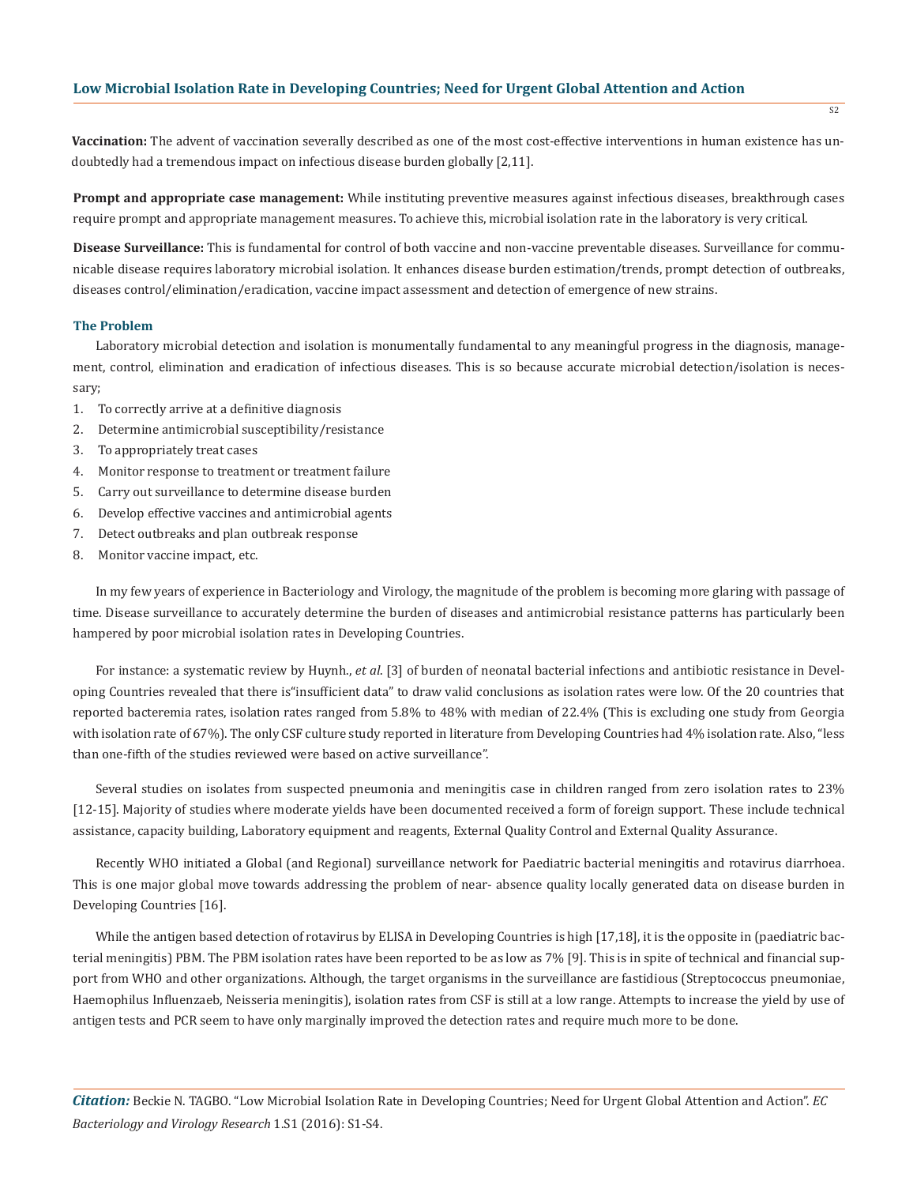**Vaccination:** The advent of vaccination severally described as one of the most cost-effective interventions in human existence has undoubtedly had a tremendous impact on infectious disease burden globally [2,11].

**Prompt and appropriate case management:** While instituting preventive measures against infectious diseases, breakthrough cases require prompt and appropriate management measures. To achieve this, microbial isolation rate in the laboratory is very critical.

**Disease Surveillance:** This is fundamental for control of both vaccine and non-vaccine preventable diseases. Surveillance for communicable disease requires laboratory microbial isolation. It enhances disease burden estimation/trends, prompt detection of outbreaks, diseases control/elimination/eradication, vaccine impact assessment and detection of emergence of new strains.

### The Problem

Laboratory microbial detection and isolation is monumentally fundamental to any meaningful progress in the diagnosis, management, control, elimination and eradication of infectious diseases. This is so because accurate microbial detection/isolation is necessary;

1. To correctly arrive at a definitive diagnosis
2. Determine antimicrobial susceptibility/resistance
3. To appropriately treat cases
4. Monitor response to treatment or treatment failure
5. Carry out surveillance to determine disease burden
6. Develop effective vaccines and antimicrobial agents
7. Detect outbreaks and plan outbreak response
8. Monitor vaccine impact, etc.

In my few years of experience in Bacteriology and Virology, the magnitude of the problem is becoming more glaring with passage of time. Disease surveillance to accurately determine the burden of diseases and antimicrobial resistance patterns has particularly been hampered by poor microbial isolation rates in Developing Countries.

For instance: a systematic review by Huynh., *et al.* [3] of burden of neonatal bacterial infections and antibiotic resistance in Developing Countries revealed that there is"insufficient data" to draw valid conclusions as isolation rates were low. Of the 20 countries that reported bacteremia rates, isolation rates ranged from 5.8% to 48% with median of 22.4% (This is excluding one study from Georgia with isolation rate of 67%). The only CSF culture study reported in literature from Developing Countries had 4% isolation rate. Also, "less than one-fifth of the studies reviewed were based on active surveillance".

Several studies on isolates from suspected pneumonia and meningitis case in children ranged from zero isolation rates to 23% [12-15]. Majority of studies where moderate yields have been documented received a form of foreign support. These include technical assistance, capacity building, Laboratory equipment and reagents, External Quality Control and External Quality Assurance.

Recently WHO initiated a Global (and Regional) surveillance network for Paediatric bacterial meningitis and rotavirus diarrhoea. This is one major global move towards addressing the problem of near- absence quality locally generated data on disease burden in Developing Countries [16].

While the antigen based detection of rotavirus by ELISA in Developing Countries is high [17,18], it is the opposite in (paediatric bacterial meningitis) PBM. The PBM isolation rates have been reported to be as low as 7% [9]. This is in spite of technical and financial support from WHO and other organizations. Although, the target organisms in the surveillance are fastidious (Streptococcus pneumoniae, Haemophilus Influenzaeb, Neisseria meningitis), isolation rates from CSF is still at a low range. Attempts to increase the yield by use of antigen tests and PCR seem to have only marginally improved the detection rates and require much more to be done.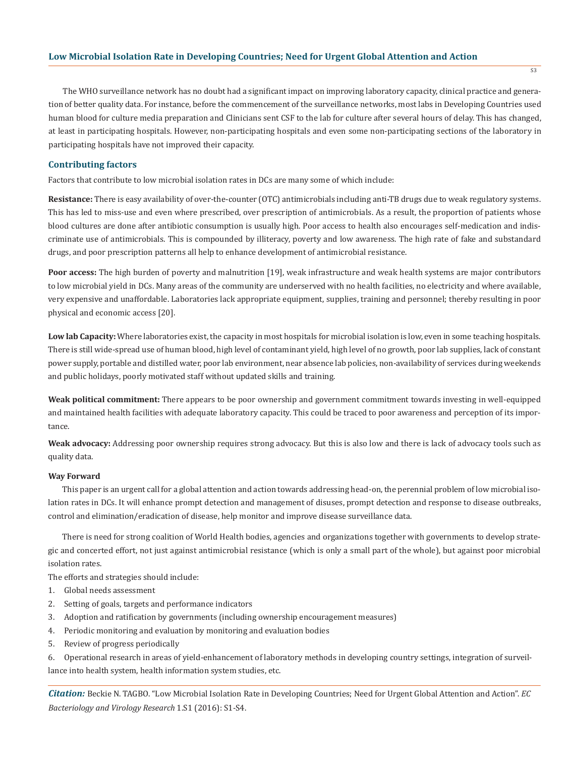The WHO surveillance network has no doubt had a significant impact on improving laboratory capacity, clinical practice and generation of better quality data. For instance, before the commencement of the surveillance networks, most labs in Developing Countries used human blood for culture media preparation and Clinicians sent CSF to the lab for culture after several hours of delay. This has changed, at least in participating hospitals. However, non-participating hospitals and even some non-participating sections of the laboratory in participating hospitals have not improved their capacity.

## Contributing factors

Factors that contribute to low microbial isolation rates in DCs are many some of which include:

**Resistance:** There is easy availability of over-the-counter (OTC) antimicrobials including anti-TB drugs due to weak regulatory systems. This has led to miss-use and even where prescribed, over prescription of antimicrobials. As a result, the proportion of patients whose blood cultures are done after antibiotic consumption is usually high. Poor access to health also encourages self-medication and indiscriminate use of antimicrobials. This is compounded by illiteracy, poverty and low awareness. The high rate of fake and substandard drugs, and poor prescription patterns all help to enhance development of antimicrobial resistance.

**Poor access:** The high burden of poverty and malnutrition [19], weak infrastructure and weak health systems are major contributors to low microbial yield in DCs. Many areas of the community are underserved with no health facilities, no electricity and where available, very expensive and unaffordable. Laboratories lack appropriate equipment, supplies, training and personnel; thereby resulting in poor physical and economic access [20].

**Low lab Capacity:** Where laboratories exist, the capacity in most hospitals for microbial isolation is low, even in some teaching hospitals. There is still wide-spread use of human blood, high level of contaminant yield, high level of no growth, poor lab supplies, lack of constant power supply, portable and distilled water, poor lab environment, near absence lab policies, non-availability of services during weekends and public holidays, poorly motivated staff without updated skills and training.

**Weak political commitment:** There appears to be poor ownership and government commitment towards investing in well-equipped and maintained health facilities with adequate laboratory capacity. This could be traced to poor awareness and perception of its importance.

**Weak advocacy:** Addressing poor ownership requires strong advocacy. But this is also low and there is lack of advocacy tools such as quality data.

### Way Forward

This paper is an urgent call for a global attention and action towards addressing head-on, the perennial problem of low microbial isolation rates in DCs. It will enhance prompt detection and management of disuses, prompt detection and response to disease outbreaks, control and elimination/eradication of disease, help monitor and improve disease surveillance data.

There is need for strong coalition of World Health bodies, agencies and organizations together with governments to develop strategic and concerted effort, not just against antimicrobial resistance (which is only a small part of the whole), but against poor microbial isolation rates.

The efforts and strategies should include:

1. Global needs assessment
2. Setting of goals, targets and performance indicators
3. Adoption and ratification by governments (including ownership encouragement measures)
4. Periodic monitoring and evaluation by monitoring and evaluation bodies
5. Review of progress periodically
6. Operational research in areas of yield-enhancement of laboratory methods in developing country settings, integration of surveillance into health system, health information system studies, etc.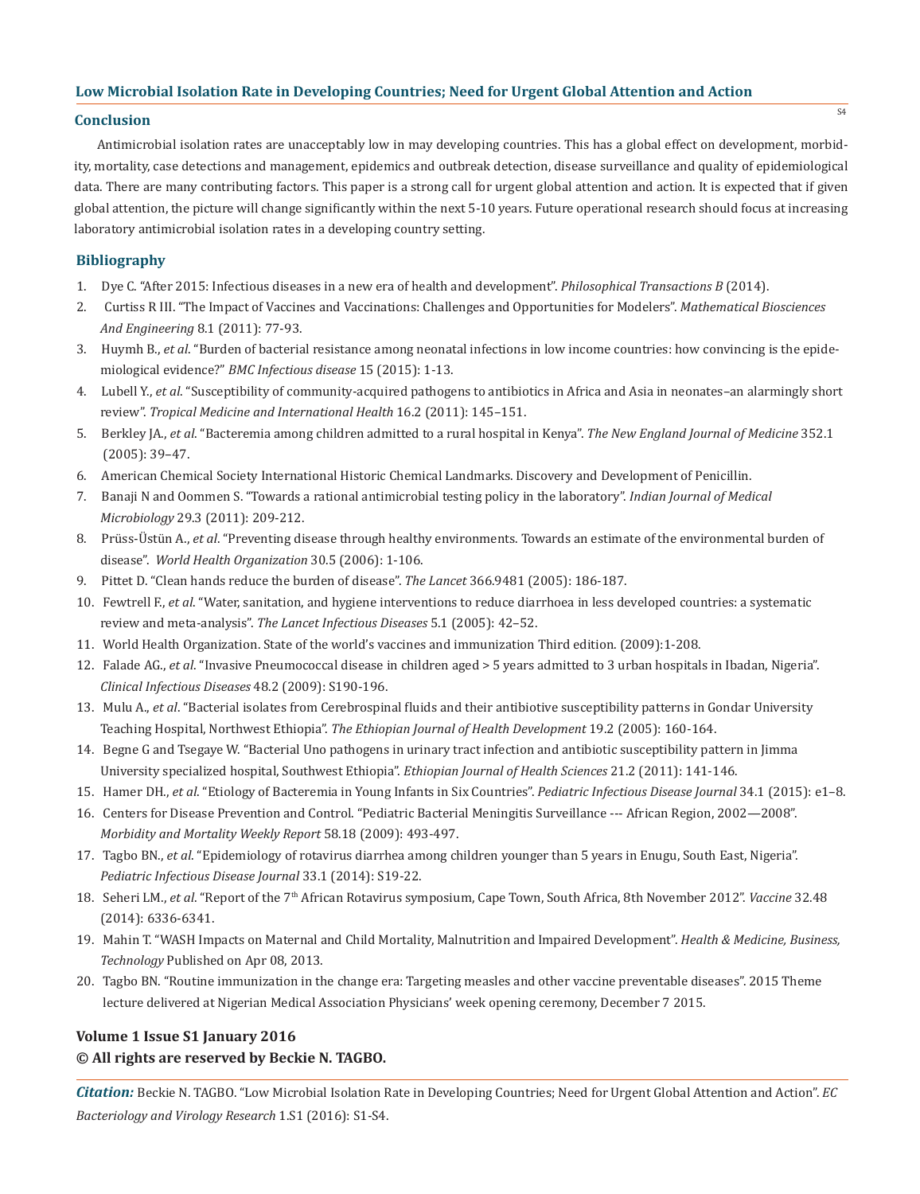## Conclusion

Antimicrobial isolation rates are unacceptably low in may developing countries. This has a global effect on development, morbidity, mortality, case detections and management, epidemics and outbreak detection, disease surveillance and quality of epidemiological data. There are many contributing factors. This paper is a strong call for urgent global attention and action. It is expected that if given global attention, the picture will change significantly within the next 5-10 years. Future operational research should focus at increasing laboratory antimicrobial isolation rates in a developing country setting.

## Bibliography

1. Dye C. "After 2015: Infectious diseases in a new era of health and development". *Philosophical Transactions B* (2014).
2. Curtiss R III. "The Impact of Vaccines and Vaccinations: Challenges and Opportunities for Modelers". *Mathematical Biosciences And Engineering* 8.1 (2011): 77-93.
3. Huymb B., *et al*. "Burden of bacterial resistance among neonatal infections in low income countries: how convincing is the epidemiological evidence?" *BMC Infectious disease* 15 (2015): 1-13.
4. Lubell Y., *et al*. "Susceptibility of community-acquired pathogens to antibiotics in Africa and Asia in neonates–an alarmingly short review". *Tropical Medicine and International Health* 16.2 (2011): 145–151.
5. Berkley JA., *et al*. "Bacteremia among children admitted to a rural hospital in Kenya". *The New England Journal of Medicine* 352.1 (2005): 39–47.
6. American Chemical Society International Historic Chemical Landmarks. Discovery and Development of Penicillin.
7. Banaji N and Oommen S. "Towards a rational antimicrobial testing policy in the laboratory". *Indian Journal of Medical Microbiology* 29.3 (2011): 209-212.
8. Prüss-Üstün A., *et al*. "Preventing disease through healthy environments. Towards an estimate of the environmental burden of disease". *World Health Organization* 30.5 (2006): 1-106.
9. Pittet D. "Clean hands reduce the burden of disease". *The Lancet* 366.9481 (2005): 186-187.
10. Fewtrell F., *et al*. "Water, sanitation, and hygiene interventions to reduce diarrhoea in less developed countries: a systematic review and meta-analysis". *The Lancet Infectious Diseases* 5.1 (2005): 42–52.
11. World Health Organization. State of the world's vaccines and immunization Third edition. (2009):1-208.
12. Falade AG., *et al*. "Invasive Pneumococcal disease in children aged > 5 years admitted to 3 urban hospitals in Ibadan, Nigeria". *Clinical Infectious Diseases* 48.2 (2009): S190-196.
13. Mulu A., *et al*. "Bacterial isolates from Cerebrospinal fluids and their antibiotive susceptibility patterns in Gondar University Teaching Hospital, Northwest Ethiopia". *The Ethiopian Journal of Health Development* 19.2 (2005): 160-164.
14. Begne G and Tsegaye W. "Bacterial Uno pathogens in urinary tract infection and antibiotic susceptibility pattern in Jimma University specialized hospital, Southwest Ethiopia". *Ethiopian Journal of Health Sciences* 21.2 (2011): 141-146.
15. Hamer DH., *et al*. "Etiology of Bacteremia in Young Infants in Six Countries". *Pediatric Infectious Disease Journal* 34.1 (2015): e1–8.
16. Centers for Disease Prevention and Control. "Pediatric Bacterial Meningitis Surveillance --- African Region, 2002—2008". *Morbidity and Mortality Weekly Report* 58.18 (2009): 493-497.
17. Tagbo BN., *et al*. "Epidemiology of rotavirus diarrhea among children younger than 5 years in Enugu, South East, Nigeria". *Pediatric Infectious Disease Journal* 33.1 (2014): S19-22.
18. Seheri LM., *et al*. "Report of the 7th African Rotavirus symposium, Cape Town, South Africa, 8th November 2012". *Vaccine* 32.48 (2014): 6336-6341.
19. Mahin T. "WASH Impacts on Maternal and Child Mortality, Malnutrition and Impaired Development". *Health & Medicine, Business, Technology* Published on Apr 08, 2013.
20. Tagbo BN. "Routine immunization in the change era: Targeting measles and other vaccine preventable diseases". 2015 Theme lecture delivered at Nigerian Medical Association Physicians' week opening ceremony, December 7 2015.

**Volume 1 Issue S1 January 2016**

**© All rights are reserved by Beckie N. TAGBO.**